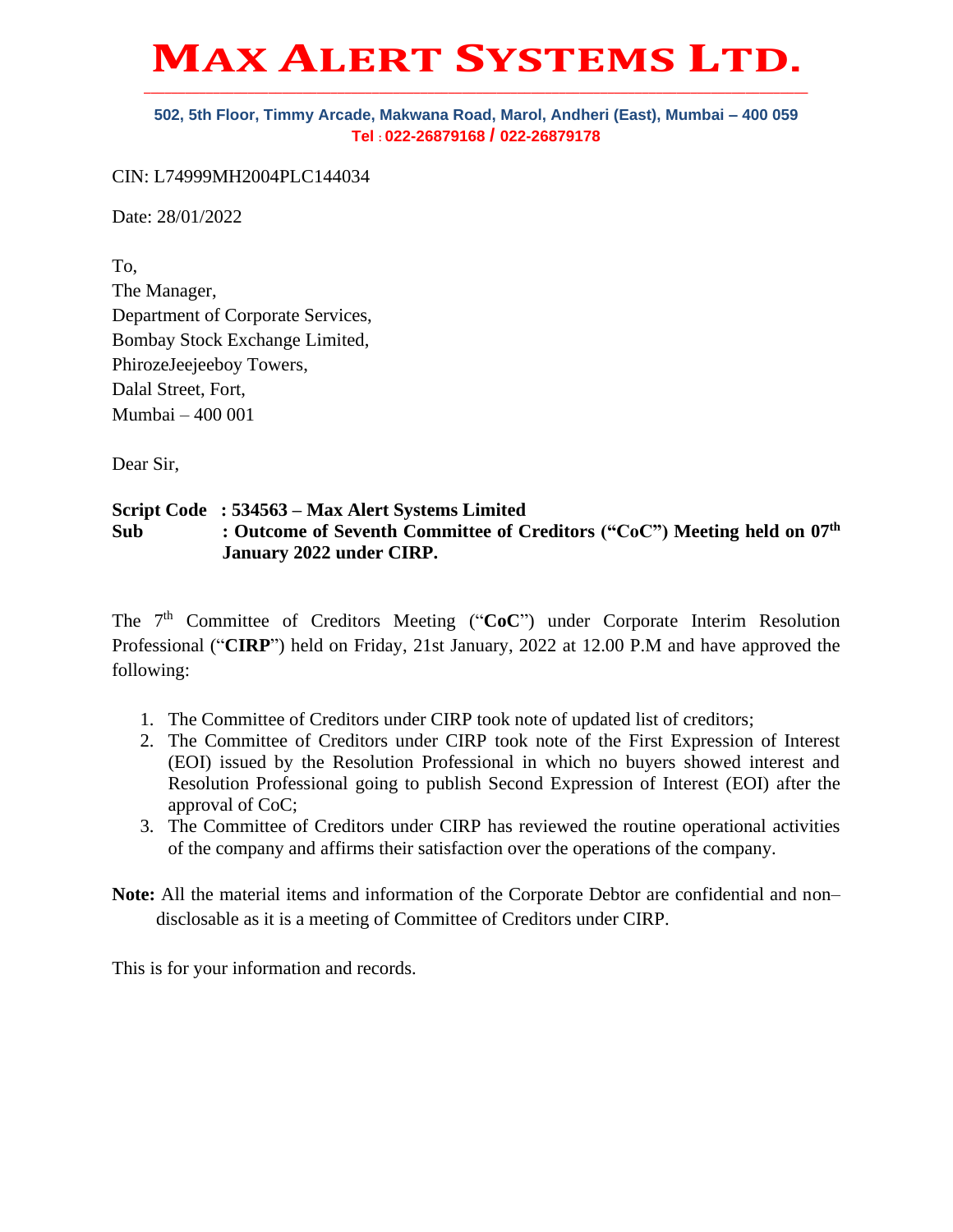# MAX ALERT SYSTEMS LTD.

**502, 5th Floor, Timmy Arcade, Makwana Road, Marol, Andheri (East), Mumbai – 400 059**
**Tel : 022-26879168 / 022-26879178**

CIN: L74999MH2004PLC144034

Date: 28/01/2022

To,
The Manager,
Department of Corporate Services,
Bombay Stock Exchange Limited,
PhirozeJeejeeboy Towers,
Dalal Street, Fort,
Mumbai – 400 001

Dear Sir,

**Script Code : 534563 – Max Alert Systems Limited**
**Sub : Outcome of Seventh Committee of Creditors ("CoC") Meeting held on 07th January 2022 under CIRP.**

The 7th Committee of Creditors Meeting ("**CoC**") under Corporate Interim Resolution Professional ("**CIRP**") held on Friday, 21st January, 2022 at 12.00 P.M and have approved the following:

1. The Committee of Creditors under CIRP took note of updated list of creditors;
2. The Committee of Creditors under CIRP took note of the First Expression of Interest (EOI) issued by the Resolution Professional in which no buyers showed interest and Resolution Professional going to publish Second Expression of Interest (EOI) after the approval of CoC;
3. The Committee of Creditors under CIRP has reviewed the routine operational activities of the company and affirms their satisfaction over the operations of the company.

**Note:** All the material items and information of the Corporate Debtor are confidential and non–disclosable as it is a meeting of Committee of Creditors under CIRP.

This is for your information and records.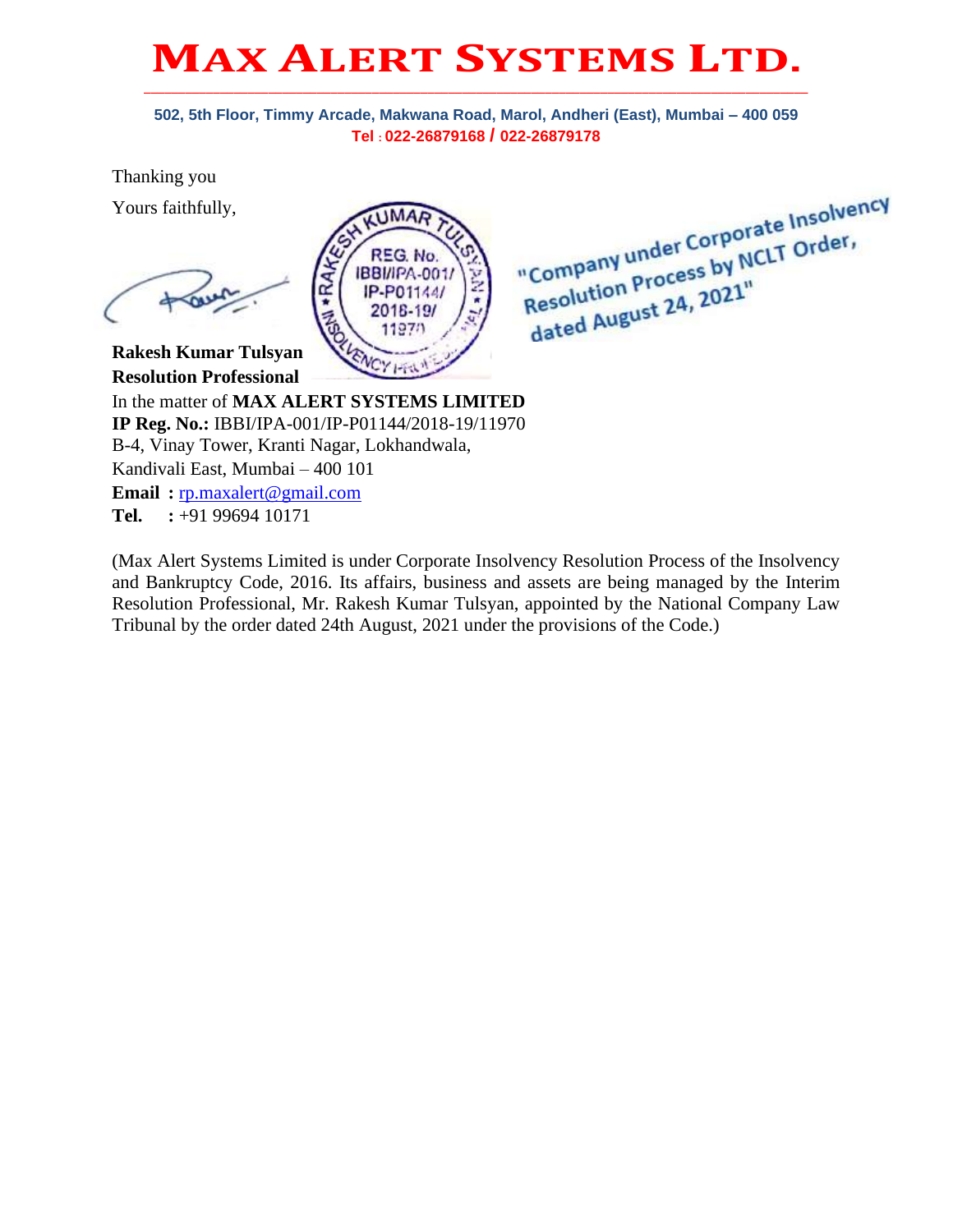Thanking you

Yours faithfully,

"Company under Corporate Insolvency Resolution Process by NCLT Order, dated August 24, 2021"

**Rakesh Kumar Tulsyan**
**Resolution Professional**
In the matter of **MAX ALERT SYSTEMS LIMITED**
**IP Reg. No.:** IBBI/IPA-001/IP-P01144/2018-19/11970
B-4, Vinay Tower, Kranti Nagar, Lokhandwala,
Kandivali East, Mumbai – 400 101
**Email :** rp.maxalert@gmail.com
**Tel. :** +91 99694 10171

(Max Alert Systems Limited is under Corporate Insolvency Resolution Process of the Insolvency and Bankruptcy Code, 2016. Its affairs, business and assets are being managed by the Interim Resolution Professional, Mr. Rakesh Kumar Tulsyan, appointed by the National Company Law Tribunal by the order dated 24th August, 2021 under the provisions of the Code.)